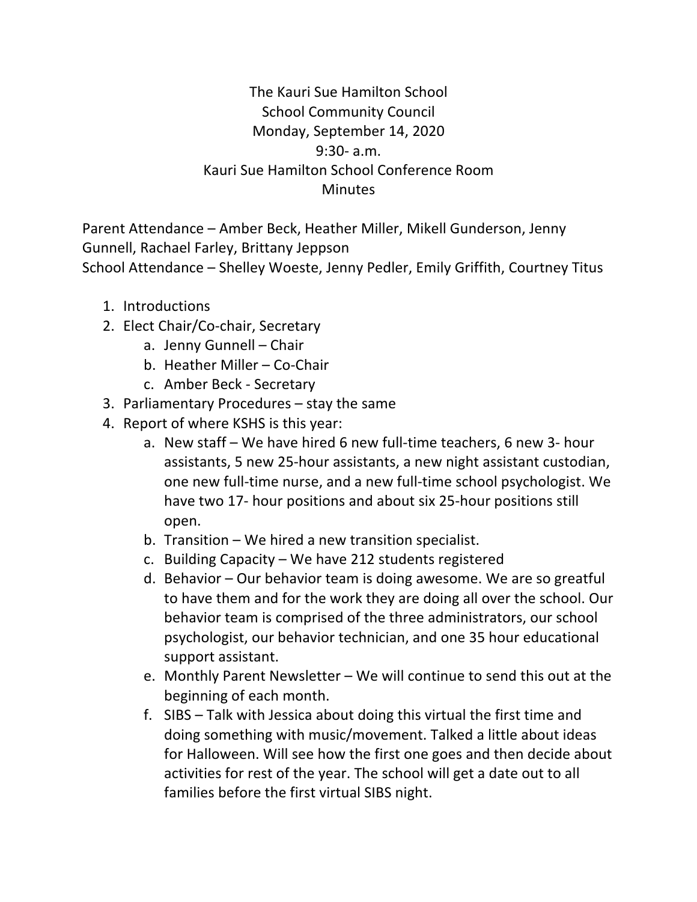The Kauri Sue Hamilton School
School Community Council
Monday, September 14, 2020
9:30- a.m.
Kauri Sue Hamilton School Conference Room
Minutes

Parent Attendance – Amber Beck, Heather Miller, Mikell Gunderson, Jenny Gunnell, Rachael Farley, Brittany Jeppson
School Attendance – Shelley Woeste, Jenny Pedler, Emily Griffith, Courtney Titus

1. Introductions
2. Elect Chair/Co-chair, Secretary
   a. Jenny Gunnell – Chair
   b. Heather Miller – Co-Chair
   c. Amber Beck - Secretary
3. Parliamentary Procedures – stay the same
4. Report of where KSHS is this year:
   a. New staff – We have hired 6 new full-time teachers, 6 new 3- hour assistants, 5 new 25-hour assistants, a new night assistant custodian, one new full-time nurse, and a new full-time school psychologist. We have two 17- hour positions and about six 25-hour positions still open.
   b. Transition – We hired a new transition specialist.
   c. Building Capacity – We have 212 students registered
   d. Behavior – Our behavior team is doing awesome. We are so greatful to have them and for the work they are doing all over the school. Our behavior team is comprised of the three administrators, our school psychologist, our behavior technician, and one 35 hour educational support assistant.
   e. Monthly Parent Newsletter – We will continue to send this out at the beginning of each month.
   f. SIBS – Talk with Jessica about doing this virtual the first time and doing something with music/movement. Talked a little about ideas for Halloween. Will see how the first one goes and then decide about activities for rest of the year. The school will get a date out to all families before the first virtual SIBS night.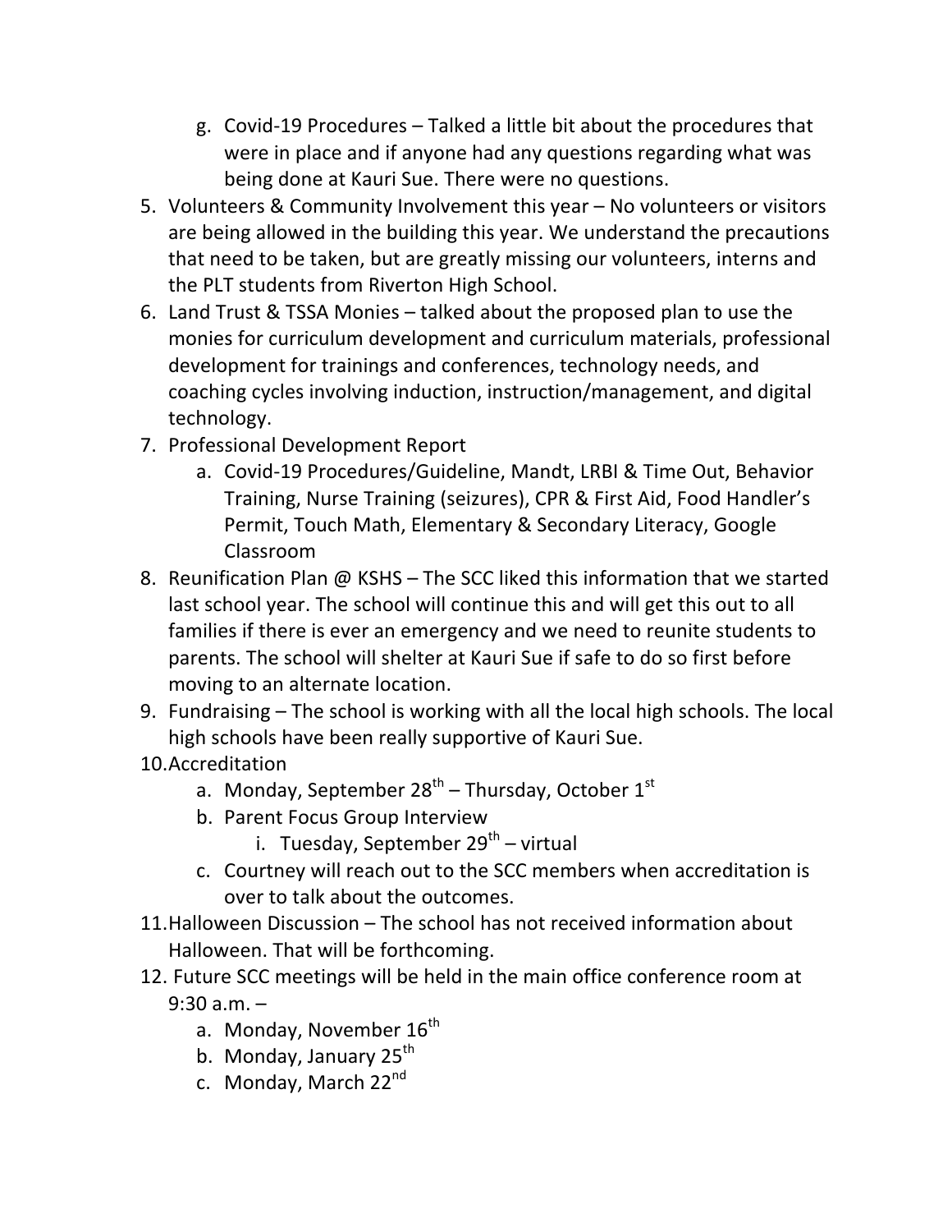g. Covid-19 Procedures – Talked a little bit about the procedures that were in place and if anyone had any questions regarding what was being done at Kauri Sue. There were no questions.

5. Volunteers & Community Involvement this year – No volunteers or visitors are being allowed in the building this year. We understand the precautions that need to be taken, but are greatly missing our volunteers, interns and the PLT students from Riverton High School.
6. Land Trust & TSSA Monies – talked about the proposed plan to use the monies for curriculum development and curriculum materials, professional development for trainings and conferences, technology needs, and coaching cycles involving induction, instruction/management, and digital technology.
7. Professional Development Report
   a. Covid-19 Procedures/Guideline, Mandt, LRBI & Time Out, Behavior Training, Nurse Training (seizures), CPR & First Aid, Food Handler's Permit, Touch Math, Elementary & Secondary Literacy, Google Classroom
8. Reunification Plan @ KSHS – The SCC liked this information that we started last school year. The school will continue this and will get this out to all families if there is ever an emergency and we need to reunite students to parents. The school will shelter at Kauri Sue if safe to do so first before moving to an alternate location.
9. Fundraising – The school is working with all the local high schools. The local high schools have been really supportive of Kauri Sue.
10. Accreditation
    a. Monday, September 28th – Thursday, October 1st
    b. Parent Focus Group Interview
       i. Tuesday, September 29th – virtual
    c. Courtney will reach out to the SCC members when accreditation is over to talk about the outcomes.
11. Halloween Discussion – The school has not received information about Halloween. That will be forthcoming.
12. Future SCC meetings will be held in the main office conference room at 9:30 a.m. –
    a. Monday, November 16th
    b. Monday, January 25th
    c. Monday, March 22nd